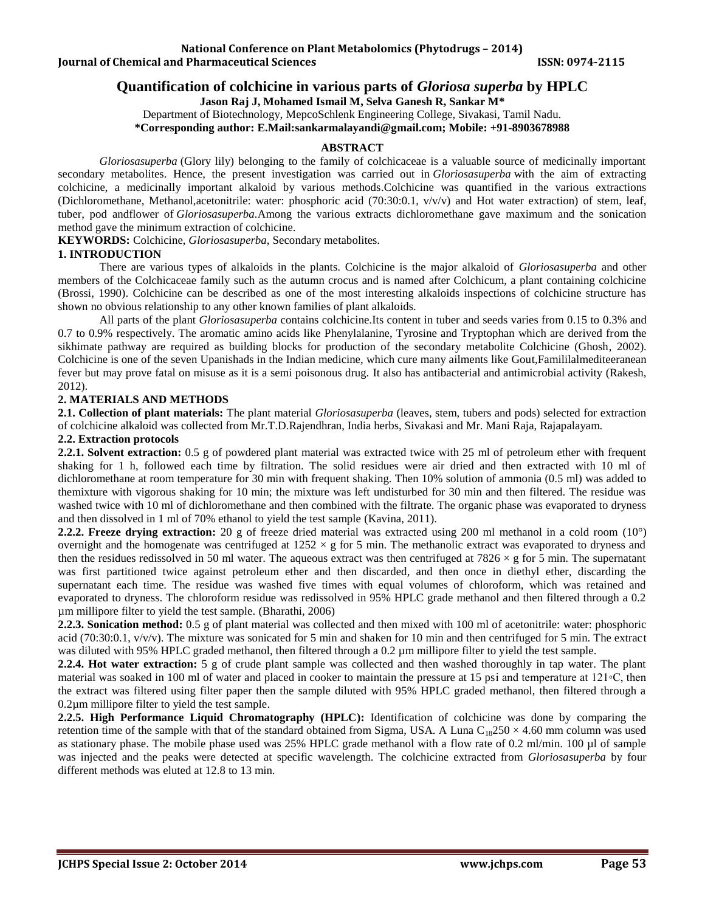# Quantification of colchicine in various parts of *Gloriosa superba* by HPLC

**Jason Raj J, Mohamed Ismail M, Selva Ganesh R, Sankar M***

Department of Biotechnology, MepcoSchlenk Engineering College, Sivakasi, Tamil Nadu.

***Corresponding author: E.Mail:sankarmalayandi@gmail.com; Mobile: +91-8903678988**

## ABSTRACT

*Gloriosasuperba* (Glory lily) belonging to the family of colchicaceae is a valuable source of medicinally important secondary metabolites. Hence, the present investigation was carried out in *Gloriosasuperba* with the aim of extracting colchicine, a medicinally important alkaloid by various methods.Colchicine was quantified in the various extractions (Dichloromethane, Methanol,acetonitrile: water: phosphoric acid (70:30:0.1, v/v/v) and Hot water extraction) of stem, leaf, tuber, pod andflower of *Gloriosasuperba*.Among the various extracts dichloromethane gave maximum and the sonication method gave the minimum extraction of colchicine.

**KEYWORDS:** Colchicine, *Gloriosasuperba,* Secondary metabolites.

## 1. INTRODUCTION

There are various types of alkaloids in the plants. Colchicine is the major alkaloid of *Gloriosasuperba* and other members of the Colchicaceae family such as the autumn crocus and is named after Colchicum, a plant containing colchicine (Brossi, 1990). Colchicine can be described as one of the most interesting alkaloids inspections of colchicine structure has shown no obvious relationship to any other known families of plant alkaloids.

All parts of the plant *Gloriosasuperba* contains colchicine.Its content in tuber and seeds varies from 0.15 to 0.3% and 0.7 to 0.9% respectively. The aromatic amino acids like Phenylalanine, Tyrosine and Tryptophan which are derived from the sikhimate pathway are required as building blocks for production of the secondary metabolite Colchicine (Ghosh, 2002). Colchicine is one of the seven Upanishads in the Indian medicine, which cure many ailments like Gout,Famililalmediteeranean fever but may prove fatal on misuse as it is a semi poisonous drug. It also has antibacterial and antimicrobial activity (Rakesh, 2012).

## 2. MATERIALS AND METHODS

**2.1. Collection of plant materials:** The plant material *Gloriosasuperba* (leaves, stem, tubers and pods) selected for extraction of colchicine alkaloid was collected from Mr.T.D.Rajendhran, India herbs, Sivakasi and Mr. Mani Raja, Rajapalayam.

### 2.2. Extraction protocols

**2.2.1. Solvent extraction:** 0.5 g of powdered plant material was extracted twice with 25 ml of petroleum ether with frequent shaking for 1 h, followed each time by filtration. The solid residues were air dried and then extracted with 10 ml of dichloromethane at room temperature for 30 min with frequent shaking. Then 10% solution of ammonia (0.5 ml) was added to themixture with vigorous shaking for 10 min; the mixture was left undisturbed for 30 min and then filtered. The residue was washed twice with 10 ml of dichloromethane and then combined with the filtrate. The organic phase was evaporated to dryness and then dissolved in 1 ml of 70% ethanol to yield the test sample (Kavina, 2011).

**2.2.2. Freeze drying extraction:** 20 g of freeze dried material was extracted using 200 ml methanol in a cold room (10°) overnight and the homogenate was centrifuged at 1252 × g for 5 min. The methanolic extract was evaporated to dryness and then the residues redissolved in 50 ml water. The aqueous extract was then centrifuged at 7826 × g for 5 min. The supernatant was first partitioned twice against petroleum ether and then discarded, and then once in diethyl ether, discarding the supernatant each time. The residue was washed five times with equal volumes of chloroform, which was retained and evaporated to dryness. The chloroform residue was redissolved in 95% HPLC grade methanol and then filtered through a 0.2 µm millipore filter to yield the test sample. (Bharathi, 2006)

**2.2.3. Sonication method:** 0.5 g of plant material was collected and then mixed with 100 ml of acetonitrile: water: phosphoric acid (70:30:0.1, v/v/v). The mixture was sonicated for 5 min and shaken for 10 min and then centrifuged for 5 min. The extract was diluted with 95% HPLC graded methanol, then filtered through a 0.2 µm millipore filter to yield the test sample.

**2.2.4. Hot water extraction:** 5 g of crude plant sample was collected and then washed thoroughly in tap water. The plant material was soaked in 100 ml of water and placed in cooker to maintain the pressure at 15 psi and temperature at 121◦C, then the extract was filtered using filter paper then the sample diluted with 95% HPLC graded methanol, then filtered through a 0.2µm millipore filter to yield the test sample.

**2.2.5. High Performance Liquid Chromatography (HPLC):** Identification of colchicine was done by comparing the retention time of the sample with that of the standard obtained from Sigma, USA. A Luna $C_{18}$250 × 4.60 mm column was used as stationary phase. The mobile phase used was 25% HPLC grade methanol with a flow rate of 0.2 ml/min. 100 µl of sample was injected and the peaks were detected at specific wavelength. The colchicine extracted from *Gloriosasuperba* by four different methods was eluted at 12.8 to 13 min.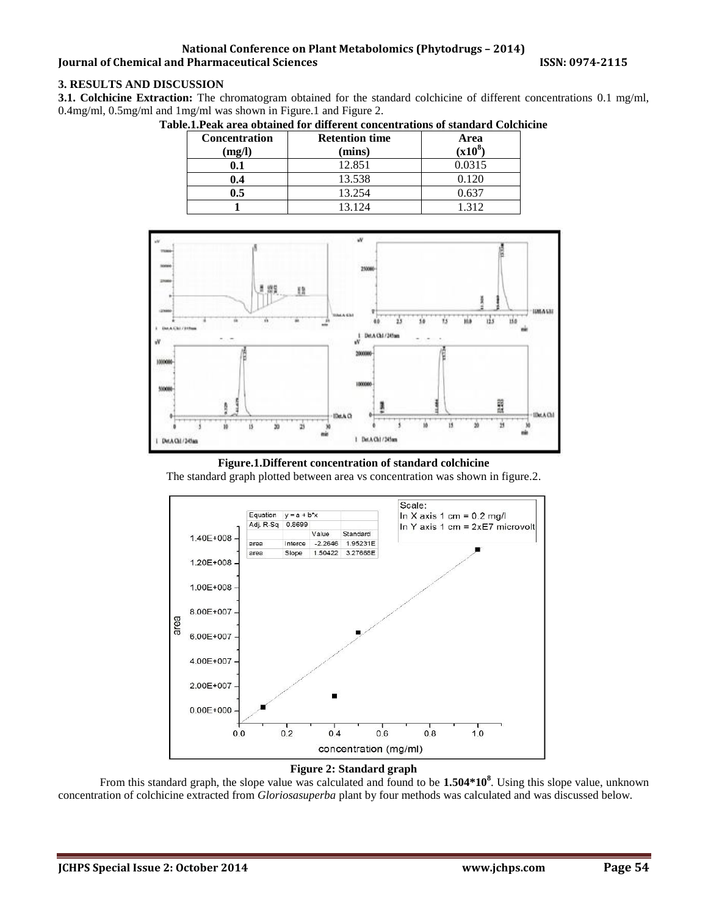## 3. RESULTS AND DISCUSSION

**3.1. Colchicine Extraction:** The chromatogram obtained for the standard colchicine of different concentrations 0.1 mg/ml, 0.4mg/ml, 0.5mg/ml and 1mg/ml was shown in Figure.1 and Figure 2.

**Table.1.Peak area obtained for different concentrations of standard Colchicine**

| Concentration (mg/l) | Retention time (mins) | Area ($x10^8$) |
|---|---|---|
| **0.1** | 12.851 | 0.0315 |
| **0.4** | 13.538 | 0.120 |
| **0.5** | 13.254 | 0.637 |
| **1** | 13.124 | 1.312 |

**Figure.1.Different concentration of standard colchicine**

The standard graph plotted between area vs concentration was shown in figure.2.

**Figure 2: Standard graph**

From this standard graph, the slope value was calculated and found to be **1.504*10$^{8}$**. Using this slope value, unknown concentration of colchicine extracted from *Gloriosasuperba* plant by four methods was calculated and was discussed below.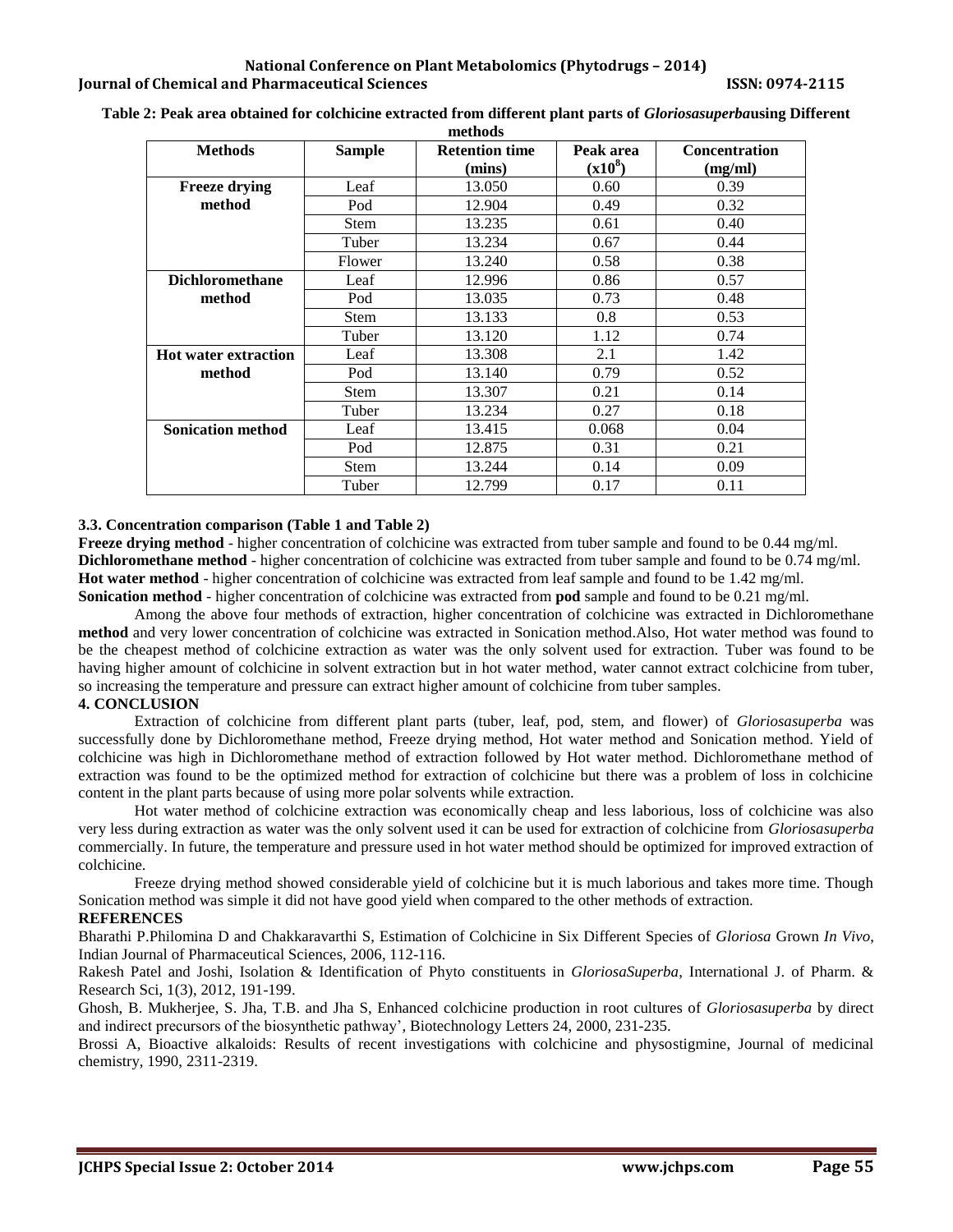**Table 2: Peak area obtained for colchicine extracted from different plant parts of *Gloriosasuperba*using Different methods**

| Methods | Sample | Retention time (mins) | Peak area ($x10^8$) | Concentration (mg/ml) |
|---|---|---|---|---|
| **Freeze drying method** | Leaf | 13.050 | 0.60 | 0.39 |
| | Pod | 12.904 | 0.49 | 0.32 |
| | Stem | 13.235 | 0.61 | 0.40 |
| | Tuber | 13.234 | 0.67 | 0.44 |
| | Flower | 13.240 | 0.58 | 0.38 |
| **Dichloromethane method** | Leaf | 12.996 | 0.86 | 0.57 |
| | Pod | 13.035 | 0.73 | 0.48 |
| | Stem | 13.133 | 0.8 | 0.53 |
| | Tuber | 13.120 | 1.12 | 0.74 |
| **Hot water extraction method** | Leaf | 13.308 | 2.1 | 1.42 |
| | Pod | 13.140 | 0.79 | 0.52 |
| | Stem | 13.307 | 0.21 | 0.14 |
| | Tuber | 13.234 | 0.27 | 0.18 |
| **Sonication method** | Leaf | 13.415 | 0.068 | 0.04 |
| | Pod | 12.875 | 0.31 | 0.21 |
| | Stem | 13.244 | 0.14 | 0.09 |
| | Tuber | 12.799 | 0.17 | 0.11 |

### 3.3. Concentration comparison (Table 1 and Table 2)

**Freeze drying method** - higher concentration of colchicine was extracted from tuber sample and found to be 0.44 mg/ml.
**Dichloromethane method** - higher concentration of colchicine was extracted from tuber sample and found to be 0.74 mg/ml.
**Hot water method** - higher concentration of colchicine was extracted from leaf sample and found to be 1.42 mg/ml.
**Sonication method** - higher concentration of colchicine was extracted from **pod** sample and found to be 0.21 mg/ml.

Among the above four methods of extraction, higher concentration of colchicine was extracted in Dichloromethane **method** and very lower concentration of colchicine was extracted in Sonication method.Also, Hot water method was found to be the cheapest method of colchicine extraction as water was the only solvent used for extraction. Tuber was found to be having higher amount of colchicine in solvent extraction but in hot water method, water cannot extract colchicine from tuber, so increasing the temperature and pressure can extract higher amount of colchicine from tuber samples.

## 4. CONCLUSION

Extraction of colchicine from different plant parts (tuber, leaf, pod, stem, and flower) of *Gloriosasuperba* was successfully done by Dichloromethane method, Freeze drying method, Hot water method and Sonication method. Yield of colchicine was high in Dichloromethane method of extraction followed by Hot water method. Dichloromethane method of extraction was found to be the optimized method for extraction of colchicine but there was a problem of loss in colchicine content in the plant parts because of using more polar solvents while extraction.

Hot water method of colchicine extraction was economically cheap and less laborious, loss of colchicine was also very less during extraction as water was the only solvent used it can be used for extraction of colchicine from *Gloriosasuperba* commercially. In future, the temperature and pressure used in hot water method should be optimized for improved extraction of colchicine.

Freeze drying method showed considerable yield of colchicine but it is much laborious and takes more time. Though Sonication method was simple it did not have good yield when compared to the other methods of extraction.

## REFERENCES

Bharathi P.Philomina D and Chakkaravarthi S, Estimation of Colchicine in Six Different Species of *Gloriosa* Grown *In Vivo*, Indian Journal of Pharmaceutical Sciences, 2006, 112-116.

Rakesh Patel and Joshi, Isolation & Identification of Phyto constituents in *GloriosaSuperba*, International J. of Pharm. & Research Sci, 1(3), 2012, 191-199.

Ghosh, B. Mukherjee, S. Jha, T.B. and Jha S, Enhanced colchicine production in root cultures of *Gloriosasuperba* by direct and indirect precursors of the biosynthetic pathway', Biotechnology Letters 24, 2000, 231-235.

Brossi A, Bioactive alkaloids: Results of recent investigations with colchicine and physostigmine, Journal of medicinal chemistry, 1990, 2311-2319.